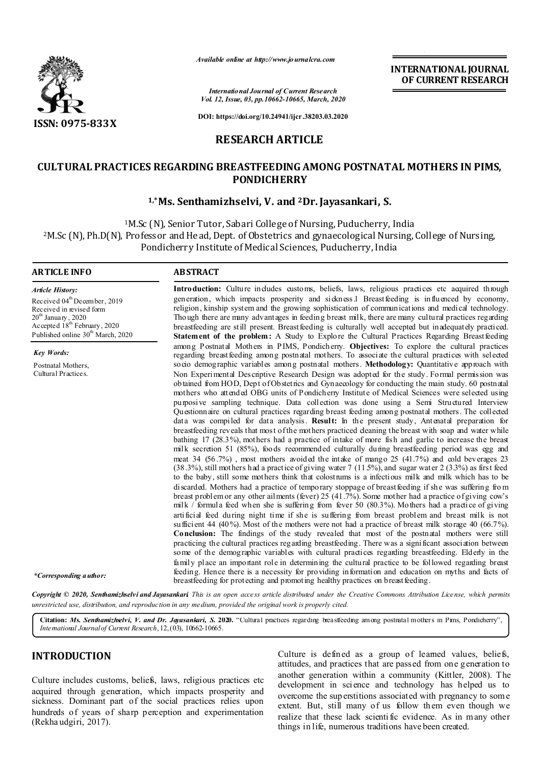ISSN: 0975-833X

*Available online at http://www.journalcra.com*

*International Journal of Current Research*
*Vol. 12, Issue, 03, pp.10662-10665, March, 2020*

**DOI: https://doi.org/10.24941/ijcr.38203.03.2020**

**INTERNATIONAL JOURNAL OF CURRENT RESEARCH**

## RESEARCH ARTICLE

# CULTURAL PRACTICES REGARDING BREASTFEEDING AMONG POSTNATAL MOTHERS IN PIMS, PONDICHERRY

**[1,*]Ms. Senthamizhselvi, V. and [2]Dr. Jayasankari, S.**

[1]M.Sc (N), Senior Tutor, Sabari College of Nursing, Puducherry, India
[2]M.Sc (N), Ph.D(N), Professor and Head, Dept. of Obstetrics and gynaecological Nursing, College of Nursing, Pondicherry Institute of Medical Sciences, Puducherry, India

**ARTICLE INFO**

*Article History:*

Received 04[th] December, 2019
Received in revised form
20[th] January, 2020
Accepted 18[th] February, 2020
Published online 30[th] March, 2020

*Key Words:*

Postnatal Mothers,
Cultural Practices.

*\*Corresponding author:*

**ABSTRACT**

**Introduction:** Culture includes customs, beliefs, laws, religious practices etc acquired through generation, which impacts prosperity and sickness.1 Breastfeeding is influenced by economy, religion, kinship system and the growing sophistication of communications and medical technology. Though there are many advantages in feeding breast milk, there are many cultural practices regarding breastfeeding are still present. Breastfeeding is culturally well accepted but inadequately practiced. **Statement of the problem:** A Study to Explore the Cultural Practices Regarding Breastfeeding among Postnatal Mothers in PIMS, Pondicherry. **Objectives:** To explore the cultural practices regarding breastfeeding among postnatal mothers. To associate the cultural practices with selected socio demographic variables among postnatal mothers. **Methodology:** Quantitative approach with Non Experimental Descriptive Research Design was adopted for the study. Formal permission was obtained from HOD, Dept of Obstetrics and Gynaecology for conducting the main study. 60 postnatal mothers who attended OBG units of Pondicherry Institute of Medical Sciences were selected using purposive sampling technique. Data collection was done using a Semi Structured Interview Questionnaire on cultural practices regarding breast feeding among postnatal mothers. The collected data was compiled for data analysis. **Result:** In the present study, Antenatal preparation for breastfeeding reveals that most of the mothers practiced cleaning the breast with soap and water while bathing 17 (28.3%), mothers had a practice of intake of more fish and garlic to increase the breast milk secretion 51 (85%), foods recommended culturally during breastfeeding period was egg and meat 34 (56.7%) , most mothers avoided the intake of mango 25 (41.7%) and cold beverages 23 (38.3%), still mothers had a practice of giving water 7 (11.5%), and sugar water 2 (3.3%) as first feed to the baby, still some mothers think that colostrums is a infectious milk and milk which has to be discarded. Mothers had a practice of temporary stoppage of breastfeeding if she was suffering from breast problem or any other ailments (fever) 25 (41.7%). Some mother had a practice of giving cow's milk / formula feed when she is suffering from fever 50 (80.3%). Mothers had a practice of giving artificial feed during night time if she is suffering from breast problem and breast milk is not sufficient 44 (40%). Most of the mothers were not had a practice of breast milk storage 40 (66.7%). **Conclusion:** The findings of the study revealed that most of the postnatal mothers were still practicing the cultural practices regarding breastfeeding. There was a significant association between some of the demographic variables with cultural practices regarding breastfeeding. Elderly in the family place an important role in determining the cultural practice to be followed regarding breast feeding. Hence there is a necessity for providing information and education on myths and facts of breastfeeding for protecting and promoting healthy practices on breastfeeding.

*Copyright © 2020, Senthamizhselvi and Jayasankari. This is an open access article distributed under the Creative Commons Attribution License, which permits unrestricted use, distribution, and reproduction in any medium, provided the original work is properly cited.*

**Citation:** *Ms. Senthamizhselvi, V. and Dr. Jayasankari, S.* **2020.** "Cultural practices regarding breastfeeding among postnatal mothers in Pims, Pondicherry", *International Journal of Current Research*, 12, (03), 10662-10665.

## INTRODUCTION

Culture includes customs, beliefs, laws, religious practices etc acquired through generation, which impacts prosperity and sickness. Dominant part of the social practices relies upon hundreds of years of sharp perception and experimentation (Rekha udgiri, 2017).

Culture is defined as a group of learned values, beliefs, attitudes, and practices that are passed from one generation to another generation within a community (Kittler, 2008). The development in science and technology has helped us to overcome the superstitions associated with pregnancy to some extent. But, still many of us follow them even though we realize that these lack scientific evidence. As in many other things in life, numerous traditions have been created.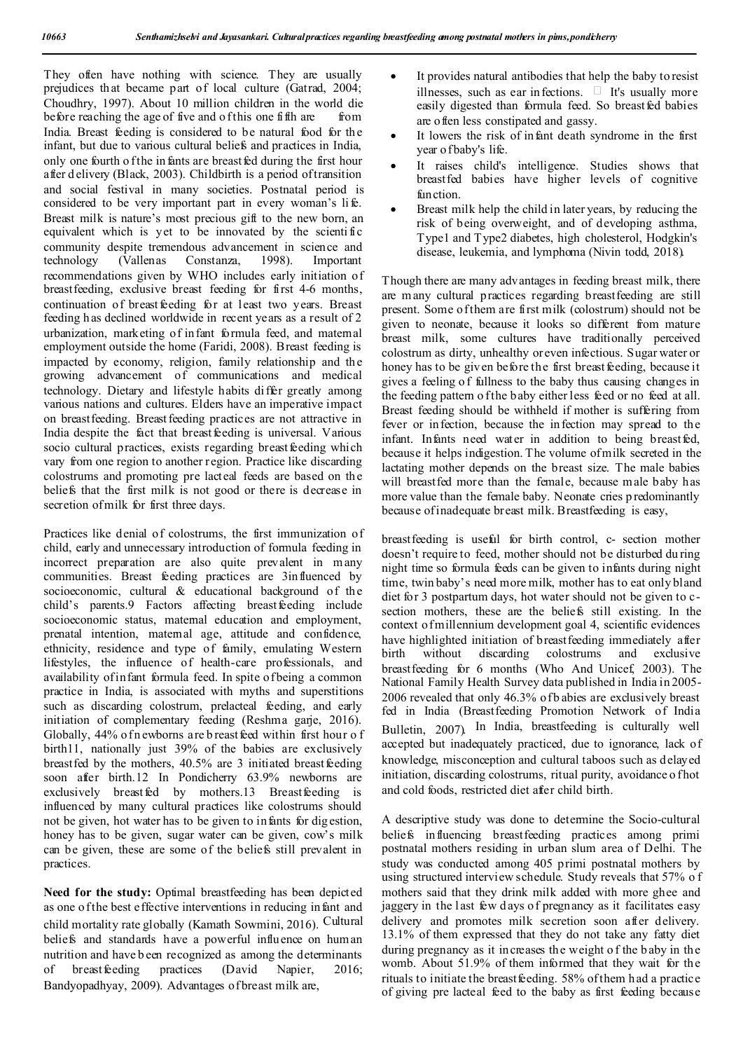They often have nothing with science. They are usually prejudices that became part of local culture (Gatrad, 2004; Choudhry, 1997). About 10 million children in the world die before reaching the age of five and of this one fifth are from India. Breast feeding is considered to be natural food for the infant, but due to various cultural beliefs and practices in India, only one fourth of the infants are breastfed during the first hour after delivery (Black, 2003). Childbirth is a period of transition and social festival in many societies. Postnatal period is considered to be very important part in every woman's life. Breast milk is nature's most precious gift to the new born, an equivalent which is yet to be innovated by the scientific community despite tremendous advancement in science and technology (Vallenas Constanza, 1998). Important recommendations given by WHO includes early initiation of breastfeeding, exclusive breast feeding for first 4-6 months, continuation of breastfeeding for at least two years. Breast feeding has declined worldwide in recent years as a result of 2 urbanization, marketing of infant formula feed, and maternal employment outside the home (Faridi, 2008). Breast feeding is impacted by economy, religion, family relationship and the growing advancement of communications and medical technology. Dietary and lifestyle habits differ greatly among various nations and cultures. Elders have an imperative impact on breastfeeding. Breastfeeding practices are not attractive in India despite the fact that breastfeeding is universal. Various socio cultural practices, exists regarding breastfeeding which vary from one region to another region. Practice like discarding colostrums and promoting pre lacteal feeds are based on the beliefs that the first milk is not good or there is decrease in secretion of milk for first three days.

Practices like denial of colostrums, the first immunization of child, early and unnecessary introduction of formula feeding in incorrect preparation are also quite prevalent in many communities. Breast feeding practices are 3influenced by socioeconomic, cultural & educational background of the child's parents.9 Factors affecting breastfeeding include socioeconomic status, maternal education and employment, prenatal intention, maternal age, attitude and confidence, ethnicity, residence and type of family, emulating Western lifestyles, the influence of health-care professionals, and availability of infant formula feed. In spite of being a common practice in India, is associated with myths and superstitions such as discarding colostrum, prelacteal feeding, and early initiation of complementary feeding (Reshma garje, 2016). Globally, 44% of newborns are breastfeed within first hour of birth11, nationally just 39% of the babies are exclusively breastfed by the mothers, 40.5% are 3 initiated breastfeeding soon after birth.12 In Pondicherry 63.9% newborns are exclusively breastfed by mothers.13 Breastfeeding is influenced by many cultural practices like colostrums should not be given, hot water has to be given to infants for digestion, honey has to be given, sugar water can be given, cow's milk can be given, these are some of the beliefs still prevalent in practices.

**Need for the study:** Optimal breastfeeding has been depicted as one of the best effective interventions in reducing infant and child mortality rate globally (Kamath Sowmini, 2016). Cultural beliefs and standards have a powerful influence on human nutrition and have been recognized as among the determinants of breastfeeding practices (David Napier, 2016; Bandyopadhyay, 2009). Advantages of breast milk are,

- It provides natural antibodies that help the baby to resist illnesses, such as ear infections.  It's usually more easily digested than formula feed. So breastfed babies are often less constipated and gassy.
- It lowers the risk of infant death syndrome in the first year of baby's life.
- It raises child's intelligence. Studies shows that breastfed babies have higher levels of cognitive function.
- Breast milk help the child in later years, by reducing the risk of being overweight, and of developing asthma, Type1 and Type2 diabetes, high cholesterol, Hodgkin's disease, leukemia, and lymphoma (Nivin todd, 2018).

Though there are many advantages in feeding breast milk, there are many cultural practices regarding breastfeeding are still present. Some of them are first milk (colostrum) should not be given to neonate, because it looks so different from mature breast milk, some cultures have traditionally perceived colostrum as dirty, unhealthy or even infectious. Sugar water or honey has to be given before the first breastfeeding, because it gives a feeling of fullness to the baby thus causing changes in the feeding pattern of the baby either less feed or no feed at all. Breast feeding should be withheld if mother is suffering from fever or infection, because the infection may spread to the infant. Infants need water in addition to being breastfed, because it helps indigestion. The volume of milk secreted in the lactating mother depends on the breast size. The male babies will breastfed more than the female, because male baby has more value than the female baby. Neonate cries predominantly because of inadequate breast milk. Breastfeeding is easy,

breastfeeding is useful for birth control, c- section mother doesn't require to feed, mother should not be disturbed during night time so formula feeds can be given to infants during night time, twin baby's need more milk, mother has to eat only bland diet for 3 postpartum days, hot water should not be given to c-section mothers, these are the beliefs still existing. In the context of millennium development goal 4, scientific evidences have highlighted initiation of breastfeeding immediately after birth without discarding colostrums and exclusive breastfeeding for 6 months (Who And Unicef, 2003). The National Family Health Survey data published in India in 2005-2006 revealed that only 46.3% of babies are exclusively breast fed in India (Breastfeeding Promotion Network of India Bulletin, 2007). In India, breastfeeding is culturally well accepted but inadequately practiced, due to ignorance, lack of knowledge, misconception and cultural taboos such as delayed initiation, discarding colostrums, ritual purity, avoidance of hot and cold foods, restricted diet after child birth.

A descriptive study was done to determine the Socio-cultural beliefs influencing breastfeeding practices among primi postnatal mothers residing in urban slum area of Delhi. The study was conducted among 405 primi postnatal mothers by using structured interview schedule. Study reveals that 57% of mothers said that they drink milk added with more ghee and jaggery in the last few days of pregnancy as it facilitates easy delivery and promotes milk secretion soon after delivery. 13.1% of them expressed that they do not take any fatty diet during pregnancy as it increases the weight of the baby in the womb. About 51.9% of them informed that they wait for the rituals to initiate the breastfeeding. 58% of them had a practice of giving pre lacteal feed to the baby as first feeding because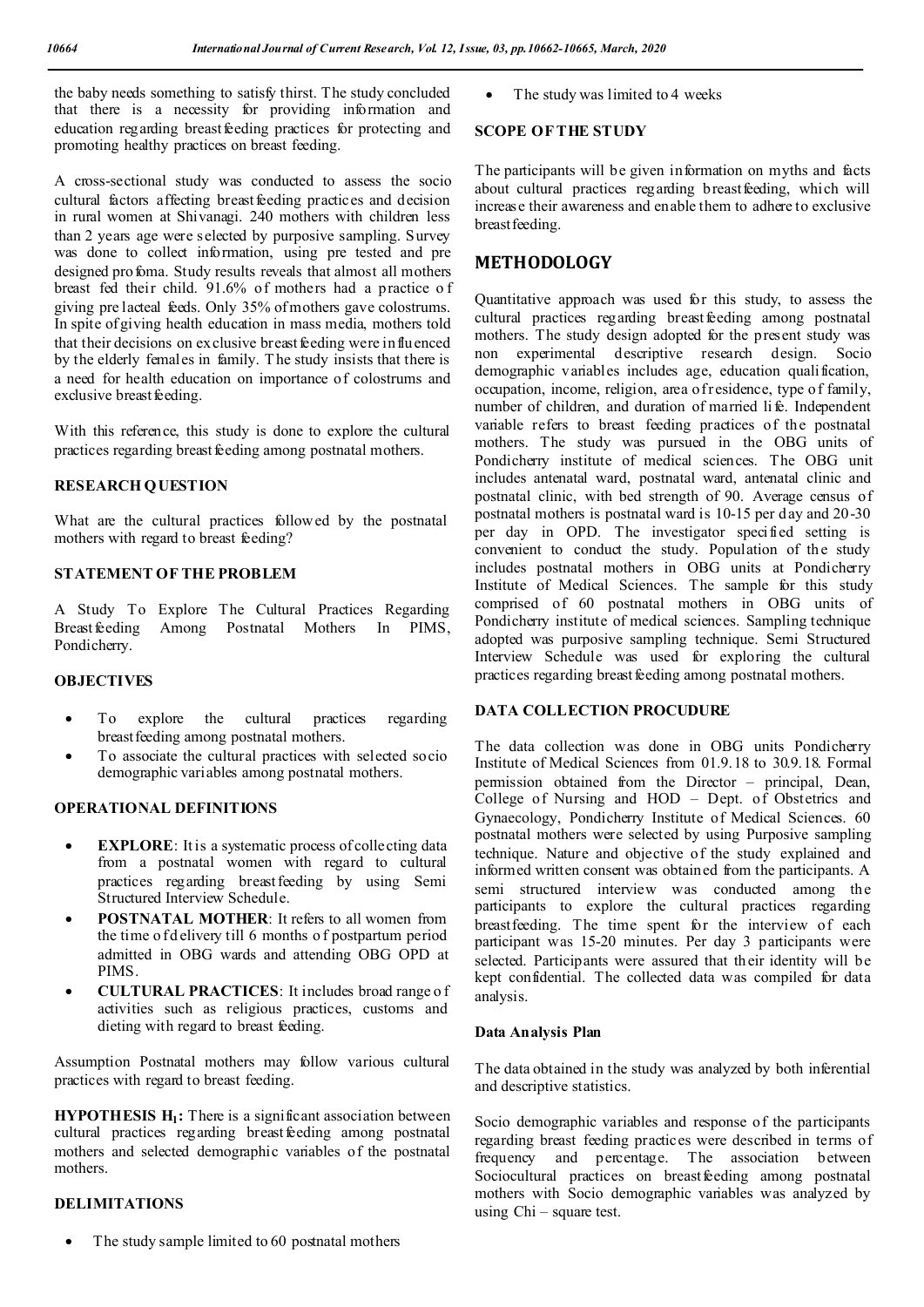the baby needs something to satisfy thirst. The study concluded that there is a necessity for providing information and education regarding breastfeeding practices for protecting and promoting healthy practices on breast feeding.

A cross-sectional study was conducted to assess the socio cultural factors affecting breastfeeding practices and decision in rural women at Shivanagi. 240 mothers with children less than 2 years age were selected by purposive sampling. Survey was done to collect information, using pre tested and pre designed profoma. Study results reveals that almost all mothers breast fed their child. 91.6% of mothers had a practice of giving pre lacteal feeds. Only 35% of mothers gave colostrums. In spite of giving health education in mass media, mothers told that their decisions on exclusive breastfeeding were influenced by the elderly females in family. The study insists that there is a need for health education on importance of colostrums and exclusive breastfeeding.

With this reference, this study is done to explore the cultural practices regarding breastfeeding among postnatal mothers.

## RESEARCH QUESTION

What are the cultural practices followed by the postnatal mothers with regard to breast feeding?

## STATEMENT OF THE PROBLEM

A Study To Explore The Cultural Practices Regarding Breastfeeding Among Postnatal Mothers In PIMS, Pondicherry.

## OBJECTIVES

- To explore the cultural practices regarding breastfeeding among postnatal mothers.
- To associate the cultural practices with selected socio demographic variables among postnatal mothers.

## OPERATIONAL DEFINITIONS

- **EXPLORE**: It is a systematic process of collecting data from a postnatal women with regard to cultural practices regarding breastfeeding by using Semi Structured Interview Schedule.
- **POSTNATAL MOTHER**: It refers to all women from the time of delivery till 6 months of postpartum period admitted in OBG wards and attending OBG OPD at PIMS.
- **CULTURAL PRACTICES**: It includes broad range of activities such as religious practices, customs and dieting with regard to breast feeding.

Assumption Postnatal mothers may follow various cultural practices with regard to breast feeding.

**HYPOTHESIS $H_1$:** There is a significant association between cultural practices regarding breastfeeding among postnatal mothers and selected demographic variables of the postnatal mothers.

## DELIMITATIONS

- The study sample limited to 60 postnatal mothers
- The study was limited to 4 weeks

## SCOPE OF THE STUDY

The participants will be given information on myths and facts about cultural practices regarding breastfeeding, which will increase their awareness and enable them to adhere to exclusive breastfeeding.

# METHODOLOGY

Quantitative approach was used for this study, to assess the cultural practices regarding breastfeeding among postnatal mothers. The study design adopted for the present study was non experimental descriptive research design. Socio demographic variables includes age, education qualification, occupation, income, religion, area of residence, type of family, number of children, and duration of married life. Independent variable refers to breast feeding practices of the postnatal mothers. The study was pursued in the OBG units of Pondicherry institute of medical sciences. The OBG unit includes antenatal ward, postnatal ward, antenatal clinic and postnatal clinic, with bed strength of 90. Average census of postnatal mothers is postnatal ward is 10-15 per day and 20-30 per day in OPD. The investigator specified setting is convenient to conduct the study. Population of the study includes postnatal mothers in OBG units at Pondicherry Institute of Medical Sciences. The sample for this study comprised of 60 postnatal mothers in OBG units of Pondicherry institute of medical sciences. Sampling technique adopted was purposive sampling technique. Semi Structured Interview Schedule was used for exploring the cultural practices regarding breastfeeding among postnatal mothers.

## DATA COLLECTION PROCUDURE

The data collection was done in OBG units Pondicherry Institute of Medical Sciences from 01.9.18 to 30.9.18. Formal permission obtained from the Director – principal, Dean, College of Nursing and HOD – Dept. of Obstetrics and Gynaecology, Pondicherry Institute of Medical Sciences. 60 postnatal mothers were selected by using Purposive sampling technique. Nature and objective of the study explained and informed written consent was obtained from the participants. A semi structured interview was conducted among the participants to explore the cultural practices regarding breastfeeding. The time spent for the interview of each participant was 15-20 minutes. Per day 3 participants were selected. Participants were assured that their identity will be kept confidential. The collected data was compiled for data analysis.

### Data Analysis Plan

The data obtained in the study was analyzed by both inferential and descriptive statistics.

Socio demographic variables and response of the participants regarding breast feeding practices were described in terms of frequency and percentage. The association between Sociocultural practices on breastfeeding among postnatal mothers with Socio demographic variables was analyzed by using Chi – square test.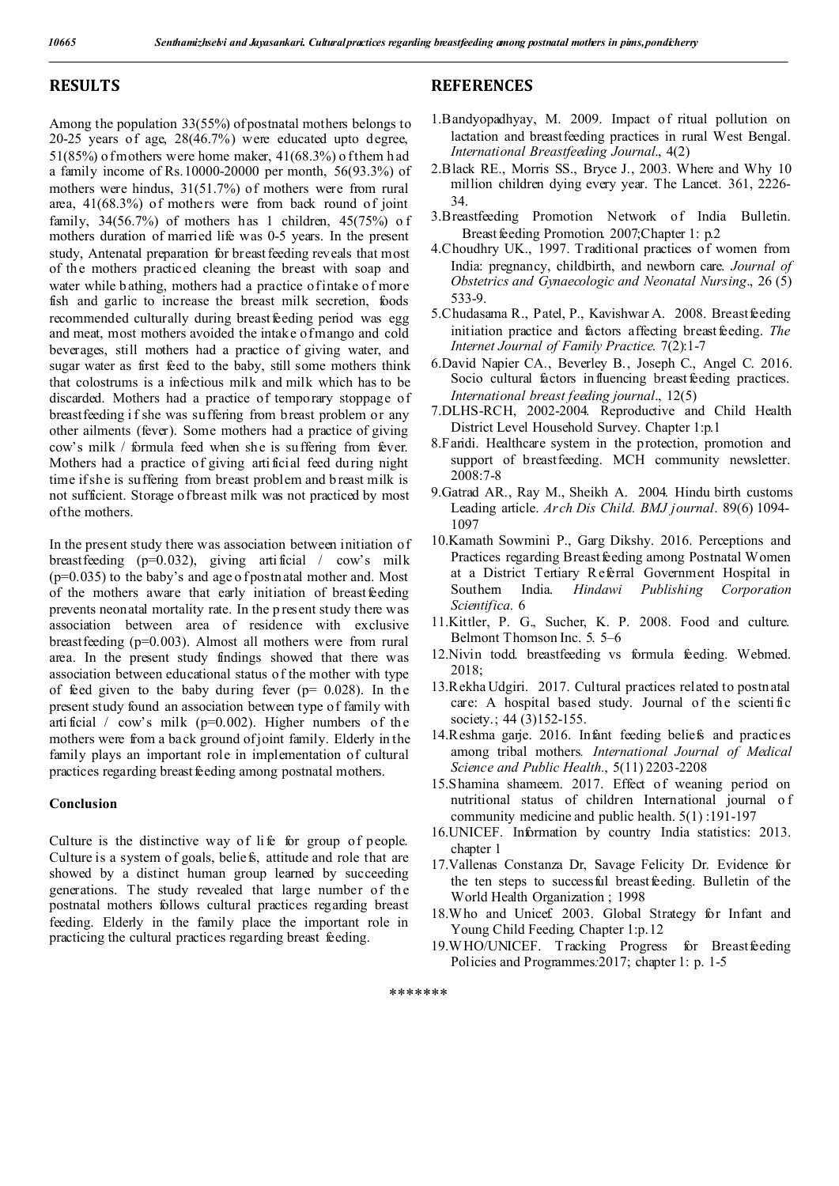## RESULTS

Among the population 33(55%) of postnatal mothers belongs to 20-25 years of age, 28(46.7%) were educated upto degree, 51(85%) of mothers were home maker, 41(68.3%) of them had a family income of Rs.10000-20000 per month, 56(93.3%) of mothers were hindus, 31(51.7%) of mothers were from rural area, 41(68.3%) of mothers were from back round of joint family, 34(56.7%) of mothers has 1 children, 45(75%) of mothers duration of married life was 0-5 years. In the present study, Antenatal preparation for breastfeeding reveals that most of the mothers practiced cleaning the breast with soap and water while bathing, mothers had a practice of intake of more fish and garlic to increase the breast milk secretion, foods recommended culturally during breastfeeding period was egg and meat, most mothers avoided the intake of mango and cold beverages, still mothers had a practice of giving water, and sugar water as first feed to the baby, still some mothers think that colostrums is a infectious milk and milk which has to be discarded. Mothers had a practice of temporary stoppage of breastfeeding if she was suffering from breast problem or any other ailments (fever). Some mothers had a practice of giving cow's milk / formula feed when she is suffering from fever. Mothers had a practice of giving artificial feed during night time if she is suffering from breast problem and breast milk is not sufficient. Storage of breast milk was not practiced by most of the mothers.

In the present study there was association between initiation of breastfeeding (p=0.032), giving artificial / cow's milk (p=0.035) to the baby's and age of postnatal mother and. Most of the mothers aware that early initiation of breastfeeding prevents neonatal mortality rate. In the present study there was association between area of residence with exclusive breastfeeding (p=0.003). Almost all mothers were from rural area. In the present study findings showed that there was association between educational status of the mother with type of feed given to the baby during fever (p= 0.028). In the present study found an association between type of family with artificial / cow's milk (p=0.002). Higher numbers of the mothers were from a back ground of joint family. Elderly in the family plays an important role in implementation of cultural practices regarding breastfeeding among postnatal mothers.

### Conclusion

Culture is the distinctive way of life for group of people. Culture is a system of goals, beliefs, attitude and role that are showed by a distinct human group learned by succeeding generations. The study revealed that large number of the postnatal mothers follows cultural practices regarding breast feeding. Elderly in the family place the important role in practicing the cultural practices regarding breast feeding.

## REFERENCES

1. Bandyopadhyay, M. 2009. Impact of ritual pollution on lactation and breastfeeding practices in rural West Bengal. *International Breastfeeding Journal*., 4(2)
2. Black RE., Morris SS., Bryce J., 2003. Where and Why 10 million children dying every year. The Lancet. 361, 2226-34.
3. Breastfeeding Promotion Network of India Bulletin. Breastfeeding Promotion. 2007;Chapter 1: p.2
4. Choudhry UK., 1997. Traditional practices of women from India: pregnancy, childbirth, and newborn care. *Journal of Obstetrics and Gynaecologic and Neonatal Nursing*., 26 (5) 533-9.
5. Chudasama R., Patel, P., Kavishwar A. 2008. Breastfeeding initiation practice and factors affecting breastfeeding. *The Internet Journal of Family Practice*. 7(2):1-7
6. David Napier CA., Beverley B., Joseph C., Angel C. 2016. Socio cultural factors influencing breastfeeding practices. *International breast feeding journal*., 12(5)
7. DLHS-RCH, 2002-2004. Reproductive and Child Health District Level Household Survey. Chapter 1:p.1
8. Faridi. Healthcare system in the protection, promotion and support of breastfeeding. MCH community newsletter. 2008:7-8
9. Gatrad AR., Ray M., Sheikh A. 2004. Hindu birth customs Leading article. *Arch Dis Child. BMJ journal*. 89(6) 1094-1097
10. Kamath Sowmini P., Garg Dikshy. 2016. Perceptions and Practices regarding Breastfeeding among Postnatal Women at a District Tertiary Referral Government Hospital in Southern India. *Hindawi Publishing Corporation Scientifica*. 6
11. Kittler, P. G., Sucher, K. P. 2008. Food and culture. Belmont Thomson Inc. 5. 5–6
12. Nivin todd. breastfeeding vs formula feeding. Webmed. 2018;
13. Rekha Udgiri. 2017. Cultural practices related to postnatal care: A hospital based study. Journal of the scientific society.; 44 (3)152-155.
14. Reshma garje. 2016. Infant feeding beliefs and practices among tribal mothers. *International Journal of Medical Science and Public Health*., 5(11) 2203-2208
15. Shamina shameem. 2017. Effect of weaning period on nutritional status of children International journal of community medicine and public health. 5(1) :191-197
16. UNICEF. Information by country India statistics: 2013. chapter 1
17. Vallenas Constanza Dr, Savage Felicity Dr. Evidence for the ten steps to successful breastfeeding. Bulletin of the World Health Organization ; 1998
18. Who and Unicef. 2003. Global Strategy for Infant and Young Child Feeding. Chapter 1:p.12
19. WHO/UNICEF. Tracking Progress for Breastfeeding Policies and Programmes:2017; chapter 1: p. 1-5

*******